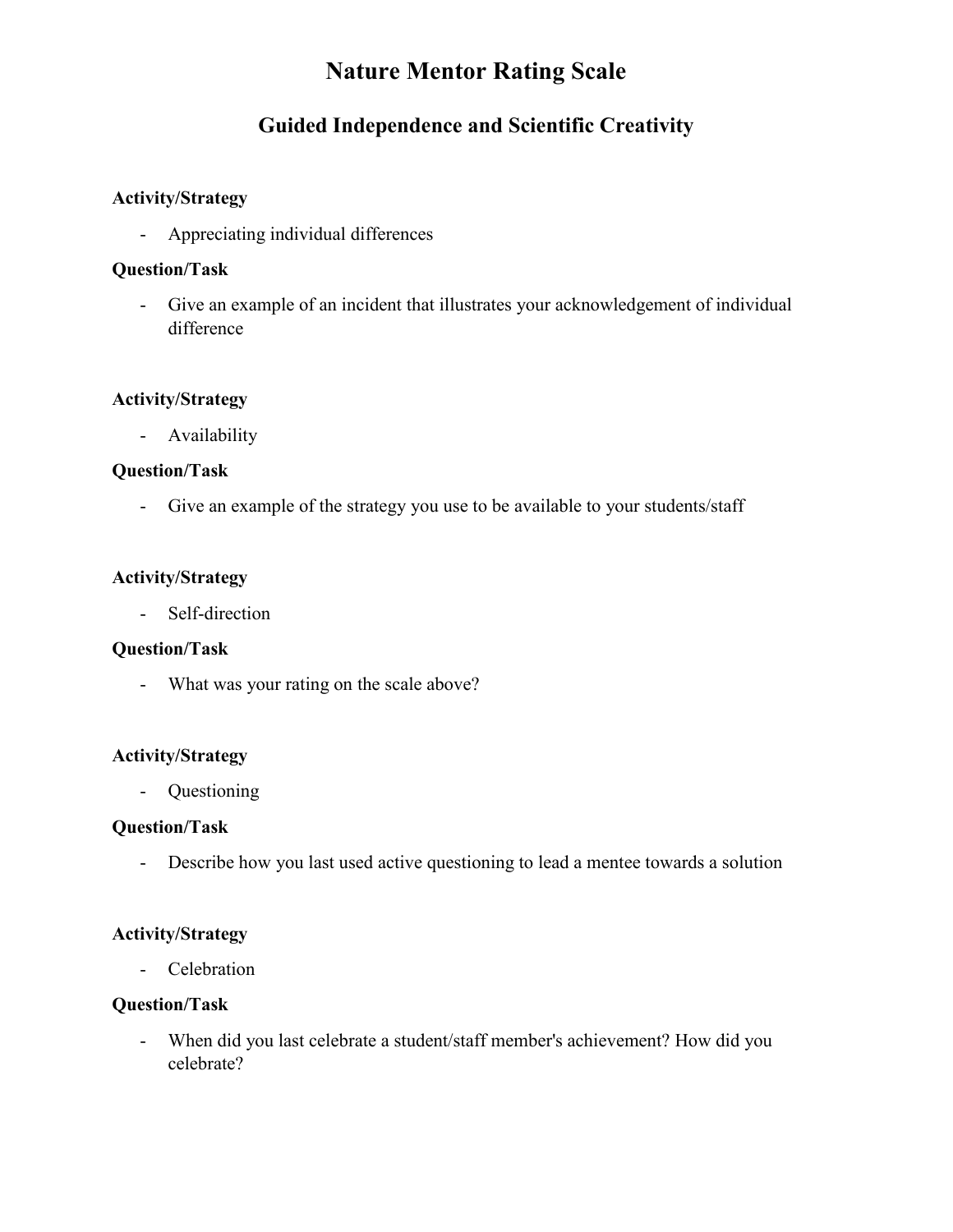# Nature Mentor Rating Scale

## Guided Independence and Scientific Creativity

**Activity/Strategy**

- Appreciating individual differences

**Question/Task**

- Give an example of an incident that illustrates your acknowledgement of individual difference

**Activity/Strategy**

- Availability

**Question/Task**

- Give an example of the strategy you use to be available to your students/staff

**Activity/Strategy**

- Self-direction

**Question/Task**

- What was your rating on the scale above?

**Activity/Strategy**

- Questioning

**Question/Task**

- Describe how you last used active questioning to lead a mentee towards a solution

**Activity/Strategy**

- Celebration

**Question/Task**

- When did you last celebrate a student/staff member's achievement? How did you celebrate?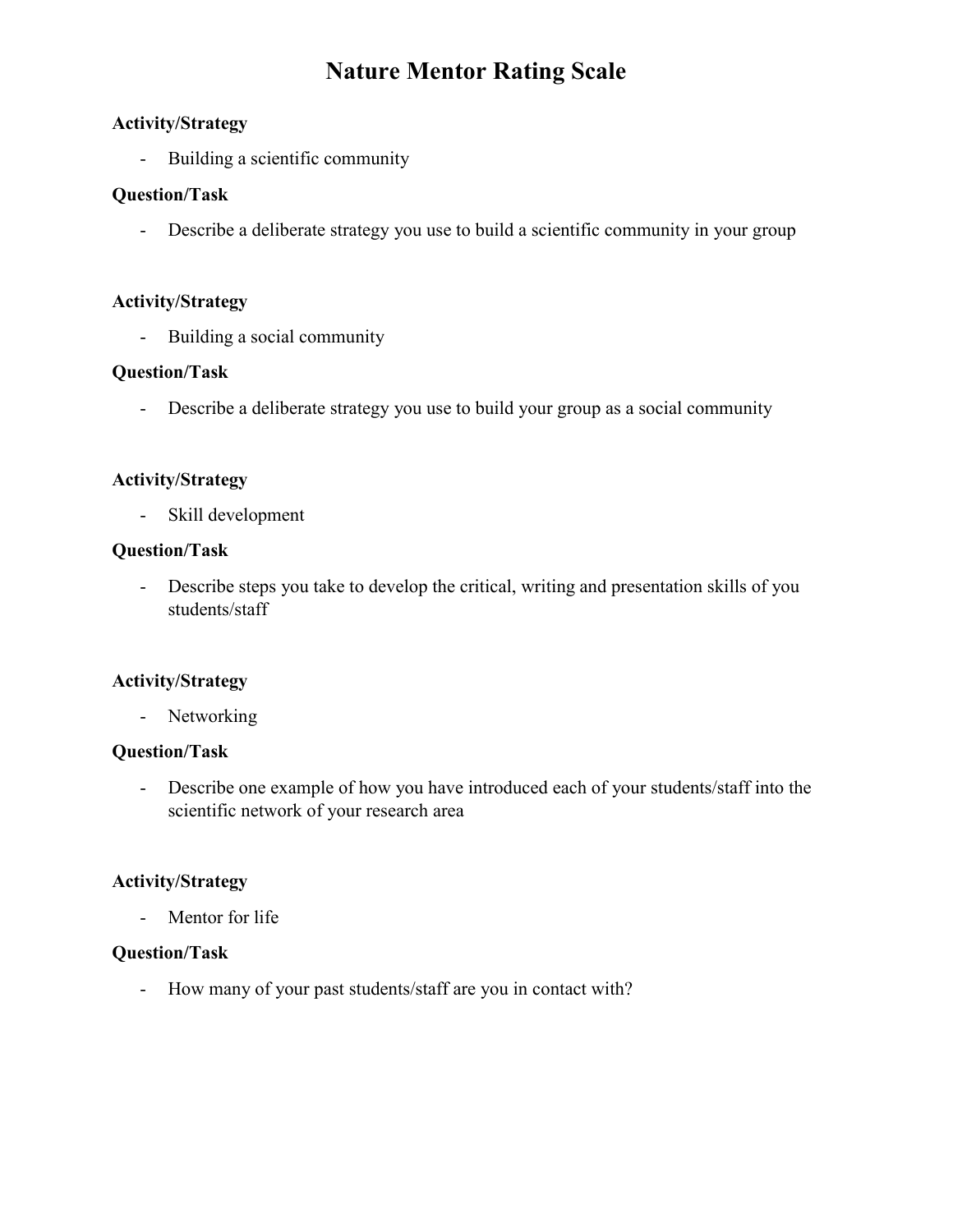# Nature Mentor Rating Scale

**Activity/Strategy**

- Building a scientific community

**Question/Task**

- Describe a deliberate strategy you use to build a scientific community in your group

**Activity/Strategy**

- Building a social community

**Question/Task**

- Describe a deliberate strategy you use to build your group as a social community

**Activity/Strategy**

- Skill development

**Question/Task**

- Describe steps you take to develop the critical, writing and presentation skills of you students/staff

**Activity/Strategy**

- Networking

**Question/Task**

- Describe one example of how you have introduced each of your students/staff into the scientific network of your research area

**Activity/Strategy**

- Mentor for life

**Question/Task**

- How many of your past students/staff are you in contact with?